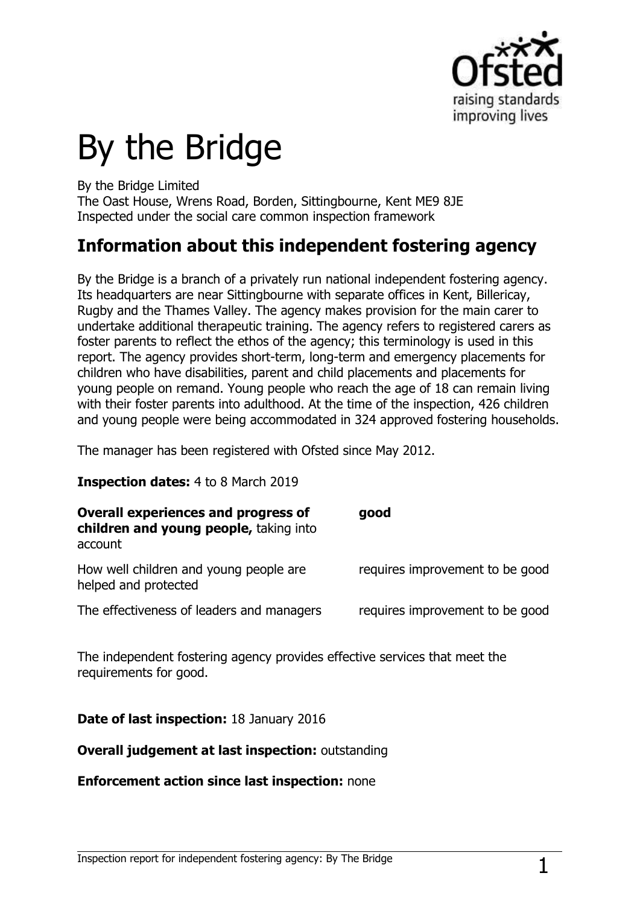# By the Bridge

By the Bridge Limited
The Oast House, Wrens Road, Borden, Sittingbourne, Kent ME9 8JE
Inspected under the social care common inspection framework

## Information about this independent fostering agency

By the Bridge is a branch of a privately run national independent fostering agency. Its headquarters are near Sittingbourne with separate offices in Kent, Billericay, Rugby and the Thames Valley. The agency makes provision for the main carer to undertake additional therapeutic training. The agency refers to registered carers as foster parents to reflect the ethos of the agency; this terminology is used in this report. The agency provides short-term, long-term and emergency placements for children who have disabilities, parent and child placements and placements for young people on remand. Young people who reach the age of 18 can remain living with their foster parents into adulthood. At the time of the inspection, 426 children and young people were being accommodated in 324 approved fostering households.

The manager has been registered with Ofsted since May 2012.

**Inspection dates:** 4 to 8 March 2019

| | |
|---|---|
| **Overall experiences and progress of children and young people,** taking into account | **good** |
| How well children and young people are helped and protected | requires improvement to be good |
| The effectiveness of leaders and managers | requires improvement to be good |

The independent fostering agency provides effective services that meet the requirements for good.

**Date of last inspection:** 18 January 2016

**Overall judgement at last inspection:** outstanding

**Enforcement action since last inspection:** none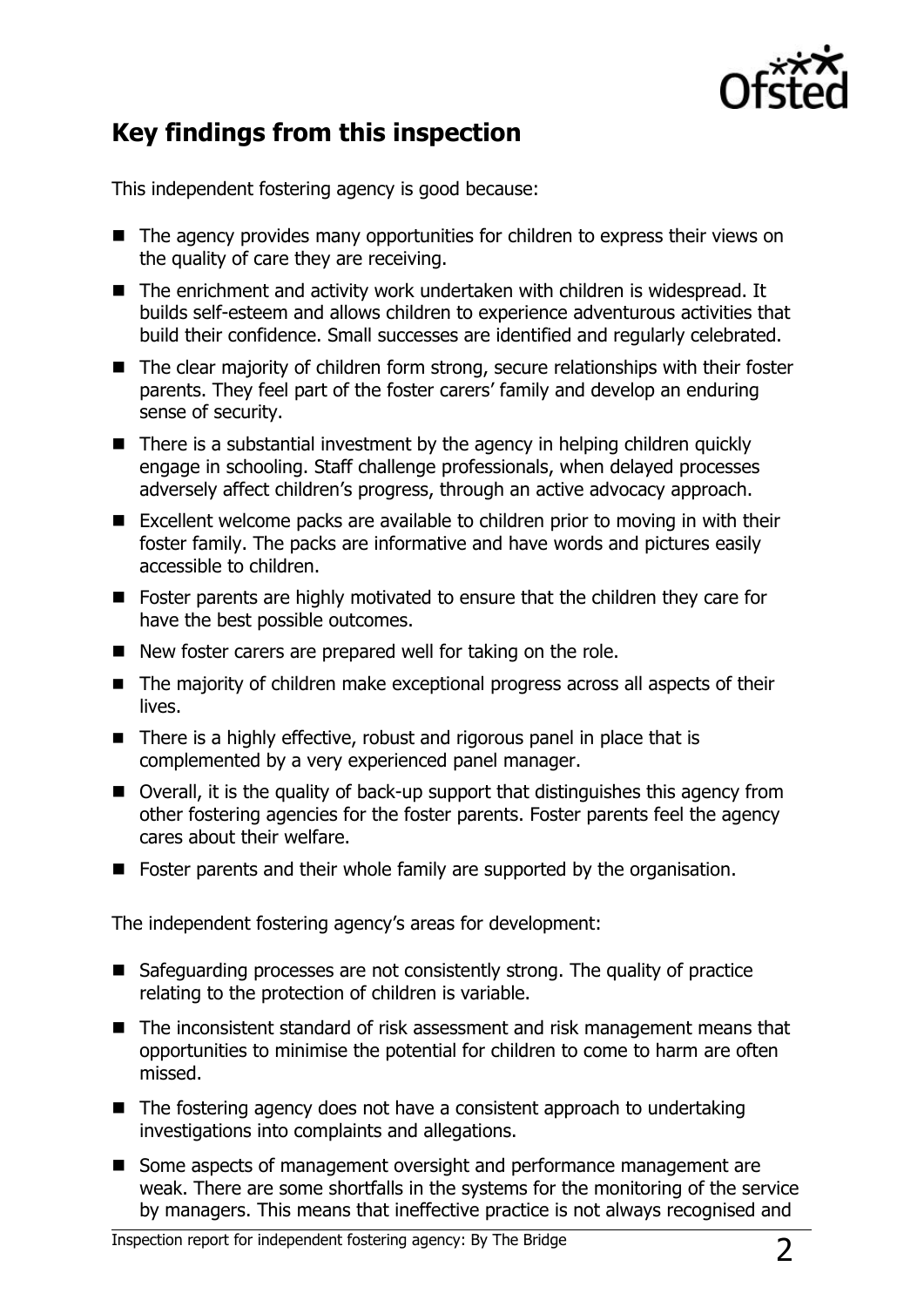## Key findings from this inspection

This independent fostering agency is good because:

- The agency provides many opportunities for children to express their views on the quality of care they are receiving.
- The enrichment and activity work undertaken with children is widespread. It builds self-esteem and allows children to experience adventurous activities that build their confidence. Small successes are identified and regularly celebrated.
- The clear majority of children form strong, secure relationships with their foster parents. They feel part of the foster carers' family and develop an enduring sense of security.
- There is a substantial investment by the agency in helping children quickly engage in schooling. Staff challenge professionals, when delayed processes adversely affect children's progress, through an active advocacy approach.
- Excellent welcome packs are available to children prior to moving in with their foster family. The packs are informative and have words and pictures easily accessible to children.
- Foster parents are highly motivated to ensure that the children they care for have the best possible outcomes.
- New foster carers are prepared well for taking on the role.
- The majority of children make exceptional progress across all aspects of their lives.
- There is a highly effective, robust and rigorous panel in place that is complemented by a very experienced panel manager.
- Overall, it is the quality of back-up support that distinguishes this agency from other fostering agencies for the foster parents. Foster parents feel the agency cares about their welfare.
- Foster parents and their whole family are supported by the organisation.

The independent fostering agency's areas for development:

- Safeguarding processes are not consistently strong. The quality of practice relating to the protection of children is variable.
- The inconsistent standard of risk assessment and risk management means that opportunities to minimise the potential for children to come to harm are often missed.
- The fostering agency does not have a consistent approach to undertaking investigations into complaints and allegations.
- Some aspects of management oversight and performance management are weak. There are some shortfalls in the systems for the monitoring of the service by managers. This means that ineffective practice is not always recognised and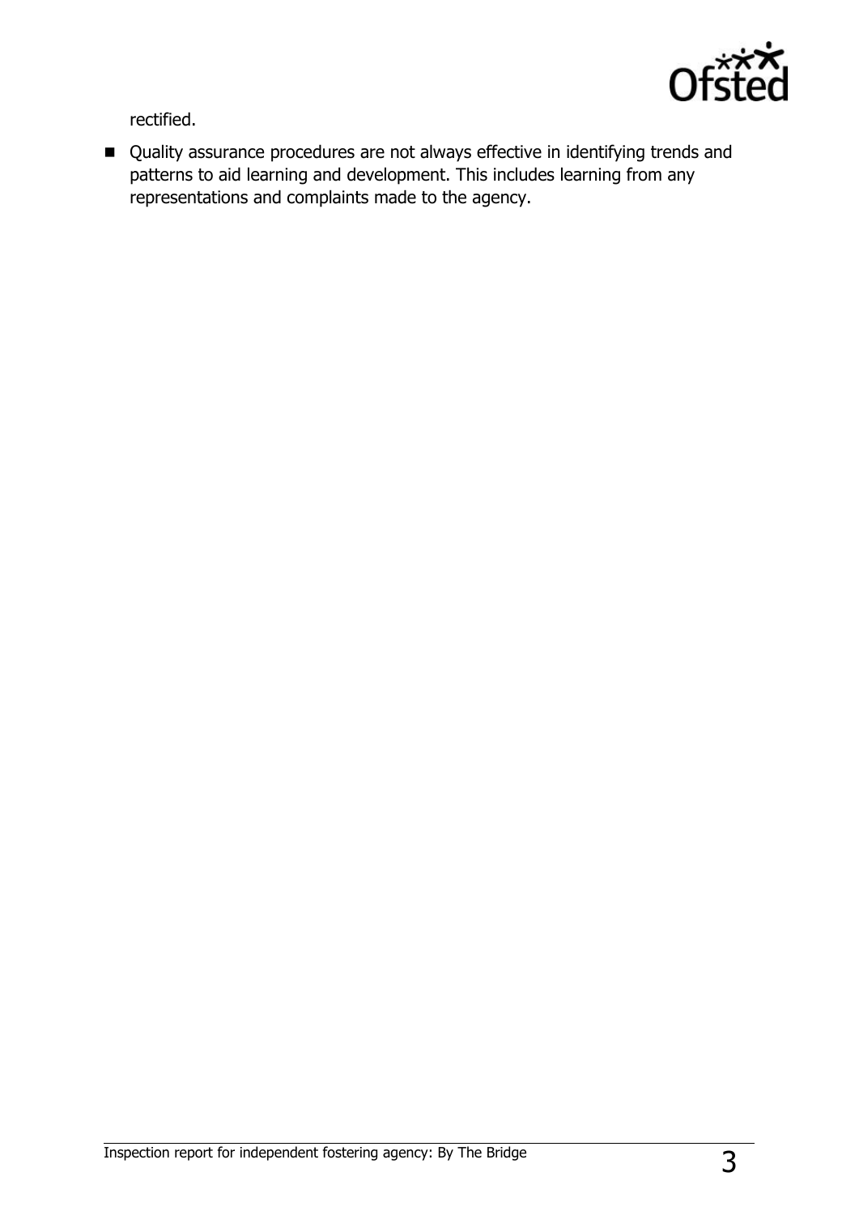rectified.

- Quality assurance procedures are not always effective in identifying trends and patterns to aid learning and development. This includes learning from any representations and complaints made to the agency.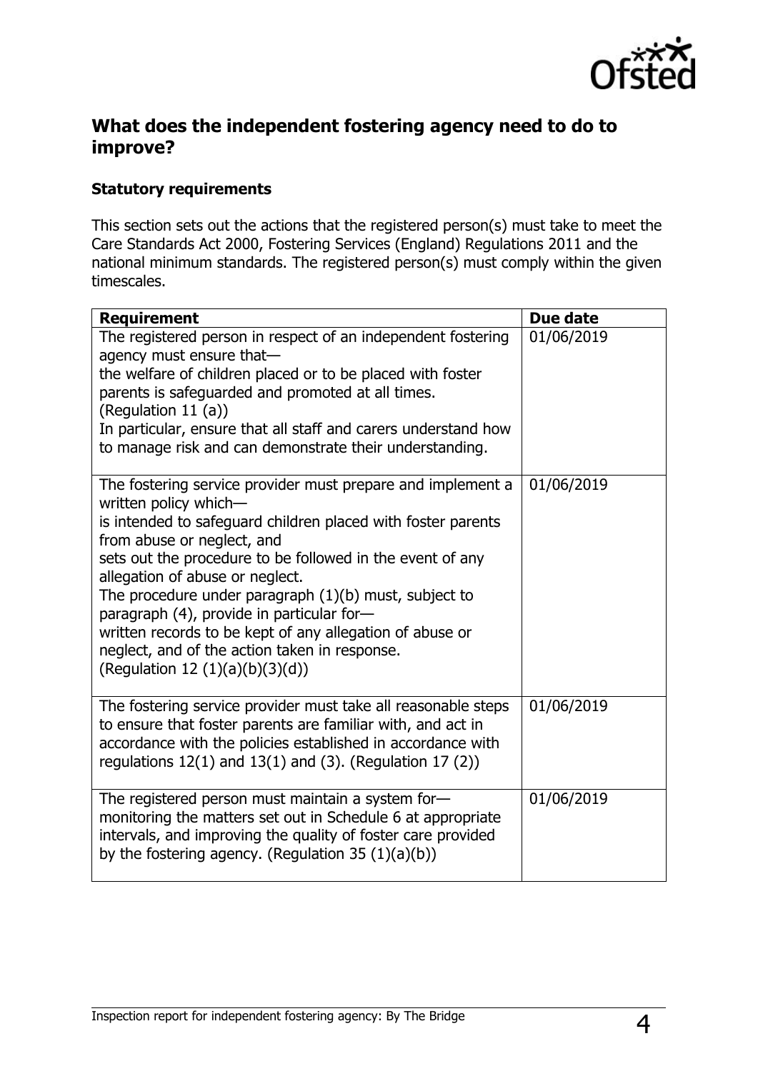## What does the independent fostering agency need to do to improve?

### Statutory requirements

This section sets out the actions that the registered person(s) must take to meet the Care Standards Act 2000, Fostering Services (England) Regulations 2011 and the national minimum standards. The registered person(s) must comply within the given timescales.

| Requirement | Due date |
| --- | --- |
| The registered person in respect of an independent fostering agency must ensure that—<br>the welfare of children placed or to be placed with foster parents is safeguarded and promoted at all times. (Regulation 11 (a))<br>In particular, ensure that all staff and carers understand how to manage risk and can demonstrate their understanding. | 01/06/2019 |
| The fostering service provider must prepare and implement a written policy which—<br>is intended to safeguard children placed with foster parents from abuse or neglect, and<br>sets out the procedure to be followed in the event of any allegation of abuse or neglect.<br>The procedure under paragraph (1)(b) must, subject to paragraph (4), provide in particular for—<br>written records to be kept of any allegation of abuse or neglect, and of the action taken in response.<br>(Regulation 12 (1)(a)(b)(3)(d)) | 01/06/2019 |
| The fostering service provider must take all reasonable steps to ensure that foster parents are familiar with, and act in accordance with the policies established in accordance with regulations 12(1) and 13(1) and (3). (Regulation 17 (2)) | 01/06/2019 |
| The registered person must maintain a system for—<br>monitoring the matters set out in Schedule 6 at appropriate intervals, and improving the quality of foster care provided by the fostering agency. (Regulation 35 (1)(a)(b)) | 01/06/2019 |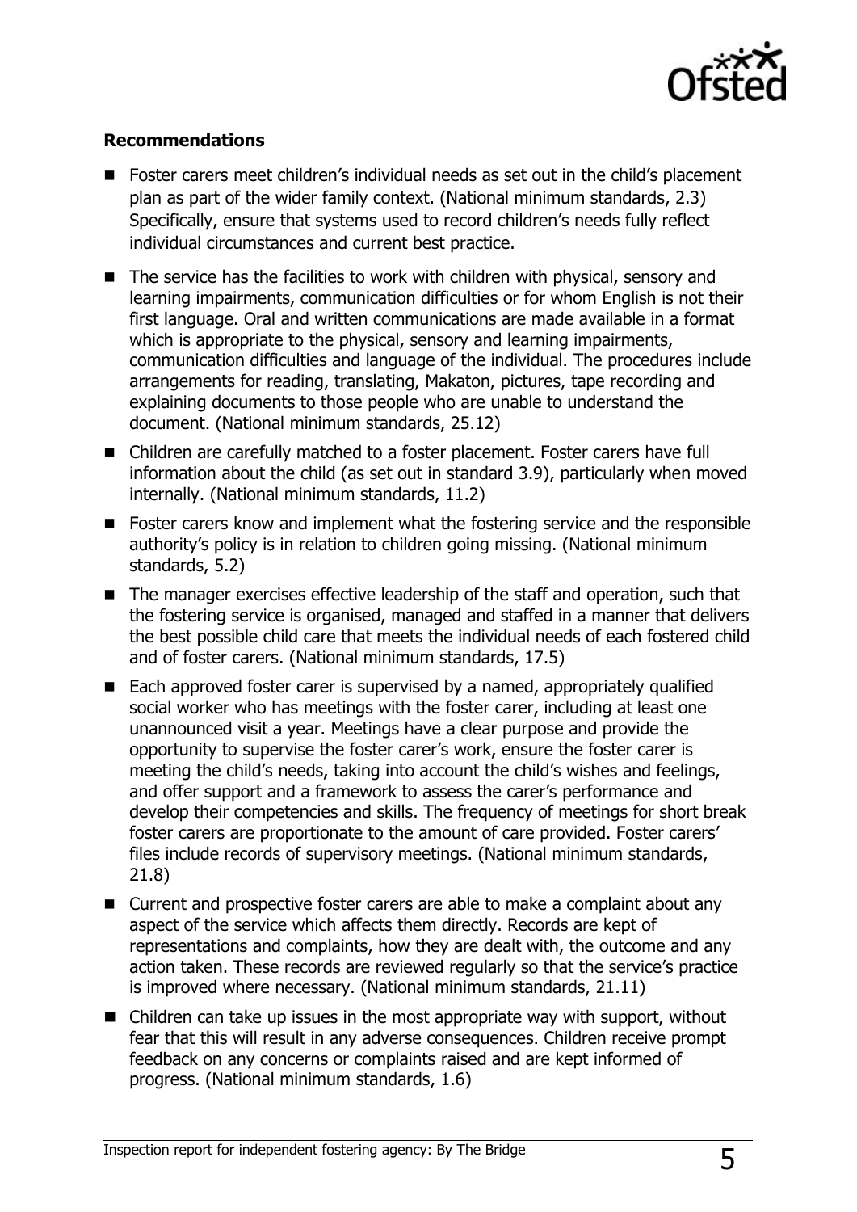**Recommendations**

- Foster carers meet children's individual needs as set out in the child's placement plan as part of the wider family context. (National minimum standards, 2.3) Specifically, ensure that systems used to record children's needs fully reflect individual circumstances and current best practice.
- The service has the facilities to work with children with physical, sensory and learning impairments, communication difficulties or for whom English is not their first language. Oral and written communications are made available in a format which is appropriate to the physical, sensory and learning impairments, communication difficulties and language of the individual. The procedures include arrangements for reading, translating, Makaton, pictures, tape recording and explaining documents to those people who are unable to understand the document. (National minimum standards, 25.12)
- Children are carefully matched to a foster placement. Foster carers have full information about the child (as set out in standard 3.9), particularly when moved internally. (National minimum standards, 11.2)
- Foster carers know and implement what the fostering service and the responsible authority's policy is in relation to children going missing. (National minimum standards, 5.2)
- The manager exercises effective leadership of the staff and operation, such that the fostering service is organised, managed and staffed in a manner that delivers the best possible child care that meets the individual needs of each fostered child and of foster carers. (National minimum standards, 17.5)
- Each approved foster carer is supervised by a named, appropriately qualified social worker who has meetings with the foster carer, including at least one unannounced visit a year. Meetings have a clear purpose and provide the opportunity to supervise the foster carer's work, ensure the foster carer is meeting the child's needs, taking into account the child's wishes and feelings, and offer support and a framework to assess the carer's performance and develop their competencies and skills. The frequency of meetings for short break foster carers are proportionate to the amount of care provided. Foster carers' files include records of supervisory meetings. (National minimum standards, 21.8)
- Current and prospective foster carers are able to make a complaint about any aspect of the service which affects them directly. Records are kept of representations and complaints, how they are dealt with, the outcome and any action taken. These records are reviewed regularly so that the service's practice is improved where necessary. (National minimum standards, 21.11)
- Children can take up issues in the most appropriate way with support, without fear that this will result in any adverse consequences. Children receive prompt feedback on any concerns or complaints raised and are kept informed of progress. (National minimum standards, 1.6)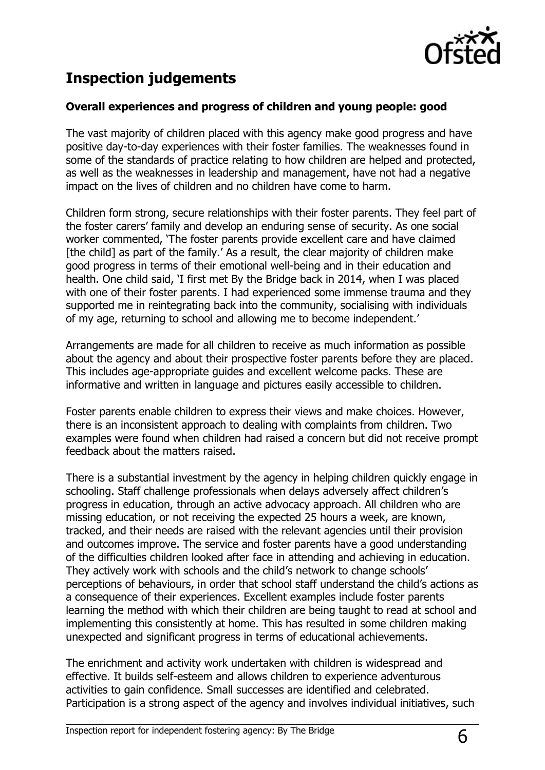## Inspection judgements

### Overall experiences and progress of children and young people: good

The vast majority of children placed with this agency make good progress and have positive day-to-day experiences with their foster families. The weaknesses found in some of the standards of practice relating to how children are helped and protected, as well as the weaknesses in leadership and management, have not had a negative impact on the lives of children and no children have come to harm.

Children form strong, secure relationships with their foster parents. They feel part of the foster carers' family and develop an enduring sense of security. As one social worker commented, 'The foster parents provide excellent care and have claimed [the child] as part of the family.' As a result, the clear majority of children make good progress in terms of their emotional well-being and in their education and health. One child said, 'I first met By the Bridge back in 2014, when I was placed with one of their foster parents. I had experienced some immense trauma and they supported me in reintegrating back into the community, socialising with individuals of my age, returning to school and allowing me to become independent.'

Arrangements are made for all children to receive as much information as possible about the agency and about their prospective foster parents before they are placed. This includes age-appropriate guides and excellent welcome packs. These are informative and written in language and pictures easily accessible to children.

Foster parents enable children to express their views and make choices. However, there is an inconsistent approach to dealing with complaints from children. Two examples were found when children had raised a concern but did not receive prompt feedback about the matters raised.

There is a substantial investment by the agency in helping children quickly engage in schooling. Staff challenge professionals when delays adversely affect children's progress in education, through an active advocacy approach. All children who are missing education, or not receiving the expected 25 hours a week, are known, tracked, and their needs are raised with the relevant agencies until their provision and outcomes improve. The service and foster parents have a good understanding of the difficulties children looked after face in attending and achieving in education. They actively work with schools and the child's network to change schools' perceptions of behaviours, in order that school staff understand the child's actions as a consequence of their experiences. Excellent examples include foster parents learning the method with which their children are being taught to read at school and implementing this consistently at home. This has resulted in some children making unexpected and significant progress in terms of educational achievements.

The enrichment and activity work undertaken with children is widespread and effective. It builds self-esteem and allows children to experience adventurous activities to gain confidence. Small successes are identified and celebrated. Participation is a strong aspect of the agency and involves individual initiatives, such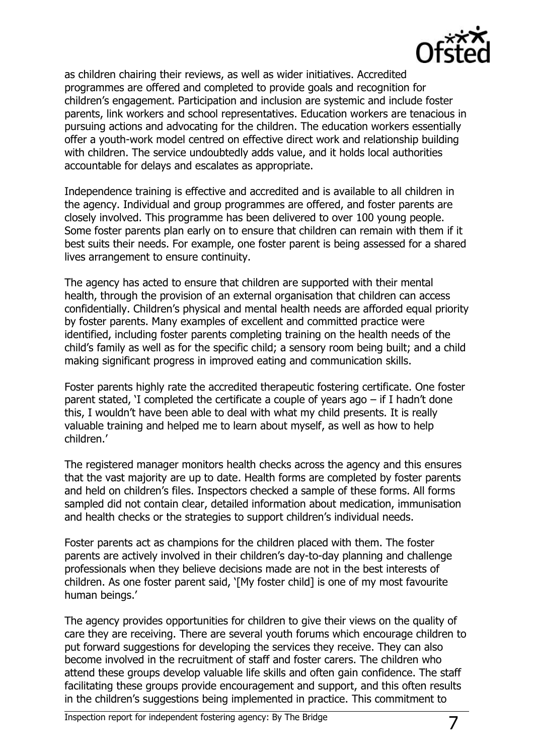as children chairing their reviews, as well as wider initiatives. Accredited programmes are offered and completed to provide goals and recognition for children's engagement. Participation and inclusion are systemic and include foster parents, link workers and school representatives. Education workers are tenacious in pursuing actions and advocating for the children. The education workers essentially offer a youth-work model centred on effective direct work and relationship building with children. The service undoubtedly adds value, and it holds local authorities accountable for delays and escalates as appropriate.

Independence training is effective and accredited and is available to all children in the agency. Individual and group programmes are offered, and foster parents are closely involved. This programme has been delivered to over 100 young people. Some foster parents plan early on to ensure that children can remain with them if it best suits their needs. For example, one foster parent is being assessed for a shared lives arrangement to ensure continuity.

The agency has acted to ensure that children are supported with their mental health, through the provision of an external organisation that children can access confidentially. Children's physical and mental health needs are afforded equal priority by foster parents. Many examples of excellent and committed practice were identified, including foster parents completing training on the health needs of the child's family as well as for the specific child; a sensory room being built; and a child making significant progress in improved eating and communication skills.

Foster parents highly rate the accredited therapeutic fostering certificate. One foster parent stated, 'I completed the certificate a couple of years ago – if I hadn't done this, I wouldn't have been able to deal with what my child presents. It is really valuable training and helped me to learn about myself, as well as how to help children.'

The registered manager monitors health checks across the agency and this ensures that the vast majority are up to date. Health forms are completed by foster parents and held on children's files. Inspectors checked a sample of these forms. All forms sampled did not contain clear, detailed information about medication, immunisation and health checks or the strategies to support children's individual needs.

Foster parents act as champions for the children placed with them. The foster parents are actively involved in their children's day-to-day planning and challenge professionals when they believe decisions made are not in the best interests of children. As one foster parent said, '[My foster child] is one of my most favourite human beings.'

The agency provides opportunities for children to give their views on the quality of care they are receiving. There are several youth forums which encourage children to put forward suggestions for developing the services they receive. They can also become involved in the recruitment of staff and foster carers. The children who attend these groups develop valuable life skills and often gain confidence. The staff facilitating these groups provide encouragement and support, and this often results in the children's suggestions being implemented in practice. This commitment to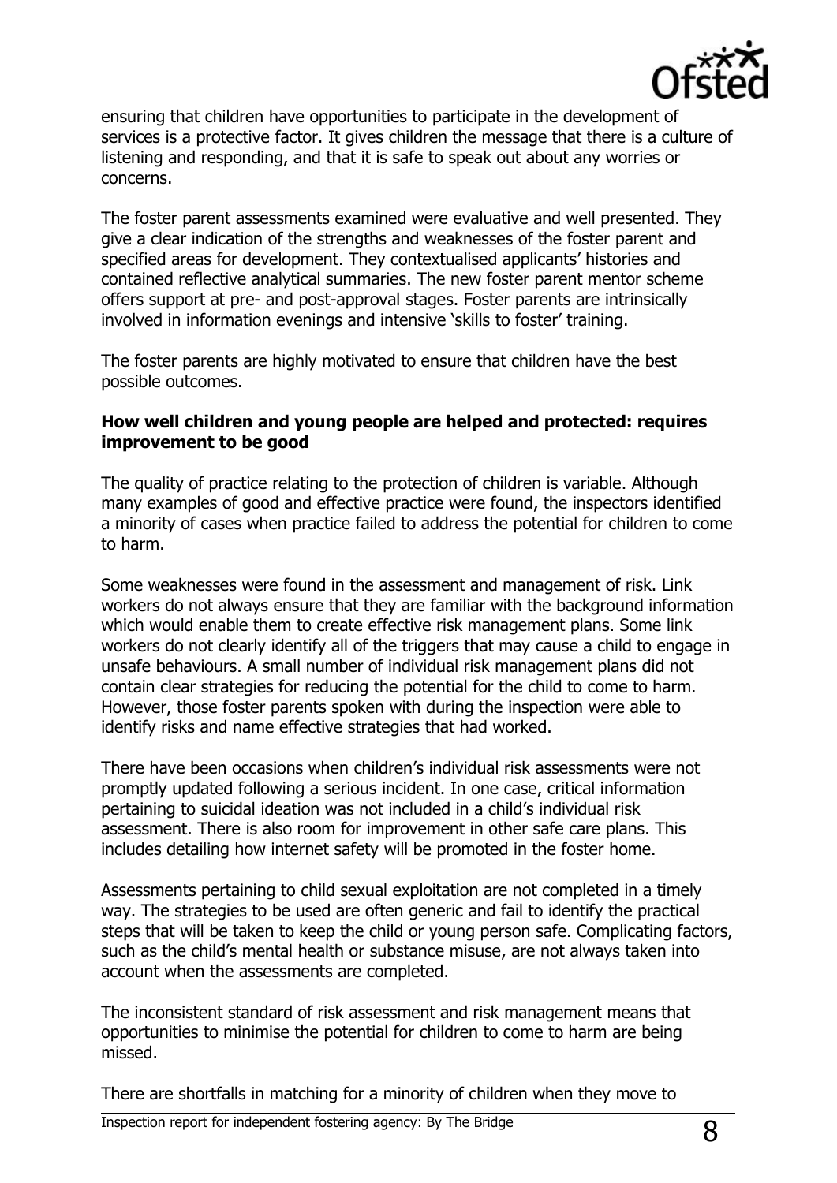ensuring that children have opportunities to participate in the development of services is a protective factor. It gives children the message that there is a culture of listening and responding, and that it is safe to speak out about any worries or concerns.

The foster parent assessments examined were evaluative and well presented. They give a clear indication of the strengths and weaknesses of the foster parent and specified areas for development. They contextualised applicants' histories and contained reflective analytical summaries. The new foster parent mentor scheme offers support at pre- and post-approval stages. Foster parents are intrinsically involved in information evenings and intensive 'skills to foster' training.

The foster parents are highly motivated to ensure that children have the best possible outcomes.

**How well children and young people are helped and protected: requires improvement to be good**

The quality of practice relating to the protection of children is variable. Although many examples of good and effective practice were found, the inspectors identified a minority of cases when practice failed to address the potential for children to come to harm.

Some weaknesses were found in the assessment and management of risk. Link workers do not always ensure that they are familiar with the background information which would enable them to create effective risk management plans. Some link workers do not clearly identify all of the triggers that may cause a child to engage in unsafe behaviours. A small number of individual risk management plans did not contain clear strategies for reducing the potential for the child to come to harm. However, those foster parents spoken with during the inspection were able to identify risks and name effective strategies that had worked.

There have been occasions when children's individual risk assessments were not promptly updated following a serious incident. In one case, critical information pertaining to suicidal ideation was not included in a child's individual risk assessment. There is also room for improvement in other safe care plans. This includes detailing how internet safety will be promoted in the foster home.

Assessments pertaining to child sexual exploitation are not completed in a timely way. The strategies to be used are often generic and fail to identify the practical steps that will be taken to keep the child or young person safe. Complicating factors, such as the child's mental health or substance misuse, are not always taken into account when the assessments are completed.

The inconsistent standard of risk assessment and risk management means that opportunities to minimise the potential for children to come to harm are being missed.

There are shortfalls in matching for a minority of children when they move to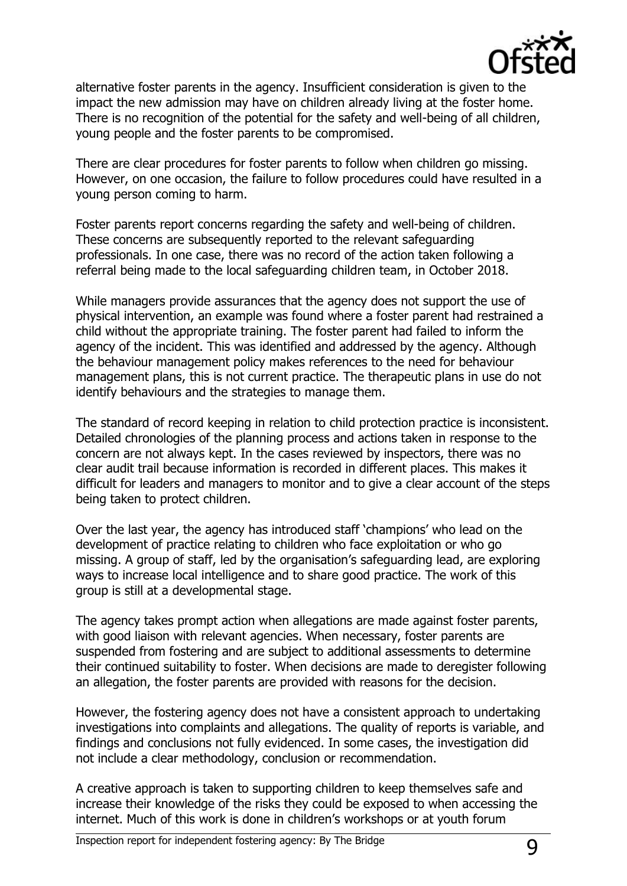alternative foster parents in the agency. Insufficient consideration is given to the impact the new admission may have on children already living at the foster home. There is no recognition of the potential for the safety and well-being of all children, young people and the foster parents to be compromised.

There are clear procedures for foster parents to follow when children go missing. However, on one occasion, the failure to follow procedures could have resulted in a young person coming to harm.

Foster parents report concerns regarding the safety and well-being of children. These concerns are subsequently reported to the relevant safeguarding professionals. In one case, there was no record of the action taken following a referral being made to the local safeguarding children team, in October 2018.

While managers provide assurances that the agency does not support the use of physical intervention, an example was found where a foster parent had restrained a child without the appropriate training. The foster parent had failed to inform the agency of the incident. This was identified and addressed by the agency. Although the behaviour management policy makes references to the need for behaviour management plans, this is not current practice. The therapeutic plans in use do not identify behaviours and the strategies to manage them.

The standard of record keeping in relation to child protection practice is inconsistent. Detailed chronologies of the planning process and actions taken in response to the concern are not always kept. In the cases reviewed by inspectors, there was no clear audit trail because information is recorded in different places. This makes it difficult for leaders and managers to monitor and to give a clear account of the steps being taken to protect children.

Over the last year, the agency has introduced staff 'champions' who lead on the development of practice relating to children who face exploitation or who go missing. A group of staff, led by the organisation's safeguarding lead, are exploring ways to increase local intelligence and to share good practice. The work of this group is still at a developmental stage.

The agency takes prompt action when allegations are made against foster parents, with good liaison with relevant agencies. When necessary, foster parents are suspended from fostering and are subject to additional assessments to determine their continued suitability to foster. When decisions are made to deregister following an allegation, the foster parents are provided with reasons for the decision.

However, the fostering agency does not have a consistent approach to undertaking investigations into complaints and allegations. The quality of reports is variable, and findings and conclusions not fully evidenced. In some cases, the investigation did not include a clear methodology, conclusion or recommendation.

A creative approach is taken to supporting children to keep themselves safe and increase their knowledge of the risks they could be exposed to when accessing the internet. Much of this work is done in children's workshops or at youth forum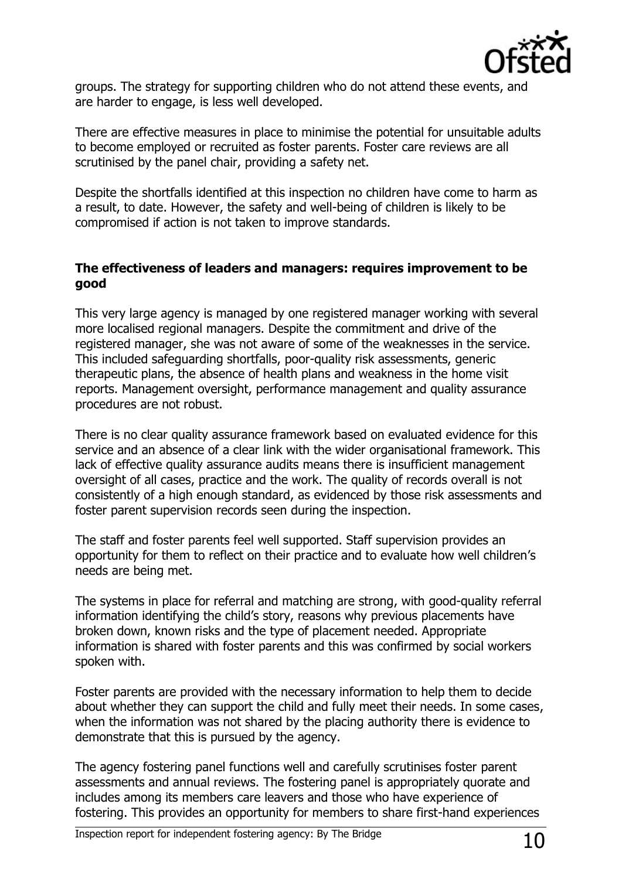groups. The strategy for supporting children who do not attend these events, and are harder to engage, is less well developed.

There are effective measures in place to minimise the potential for unsuitable adults to become employed or recruited as foster parents. Foster care reviews are all scrutinised by the panel chair, providing a safety net.

Despite the shortfalls identified at this inspection no children have come to harm as a result, to date. However, the safety and well-being of children is likely to be compromised if action is not taken to improve standards.

### The effectiveness of leaders and managers: requires improvement to be good

This very large agency is managed by one registered manager working with several more localised regional managers. Despite the commitment and drive of the registered manager, she was not aware of some of the weaknesses in the service. This included safeguarding shortfalls, poor-quality risk assessments, generic therapeutic plans, the absence of health plans and weakness in the home visit reports. Management oversight, performance management and quality assurance procedures are not robust.

There is no clear quality assurance framework based on evaluated evidence for this service and an absence of a clear link with the wider organisational framework. This lack of effective quality assurance audits means there is insufficient management oversight of all cases, practice and the work. The quality of records overall is not consistently of a high enough standard, as evidenced by those risk assessments and foster parent supervision records seen during the inspection.

The staff and foster parents feel well supported. Staff supervision provides an opportunity for them to reflect on their practice and to evaluate how well children's needs are being met.

The systems in place for referral and matching are strong, with good-quality referral information identifying the child's story, reasons why previous placements have broken down, known risks and the type of placement needed. Appropriate information is shared with foster parents and this was confirmed by social workers spoken with.

Foster parents are provided with the necessary information to help them to decide about whether they can support the child and fully meet their needs. In some cases, when the information was not shared by the placing authority there is evidence to demonstrate that this is pursued by the agency.

The agency fostering panel functions well and carefully scrutinises foster parent assessments and annual reviews. The fostering panel is appropriately quorate and includes among its members care leavers and those who have experience of fostering. This provides an opportunity for members to share first-hand experiences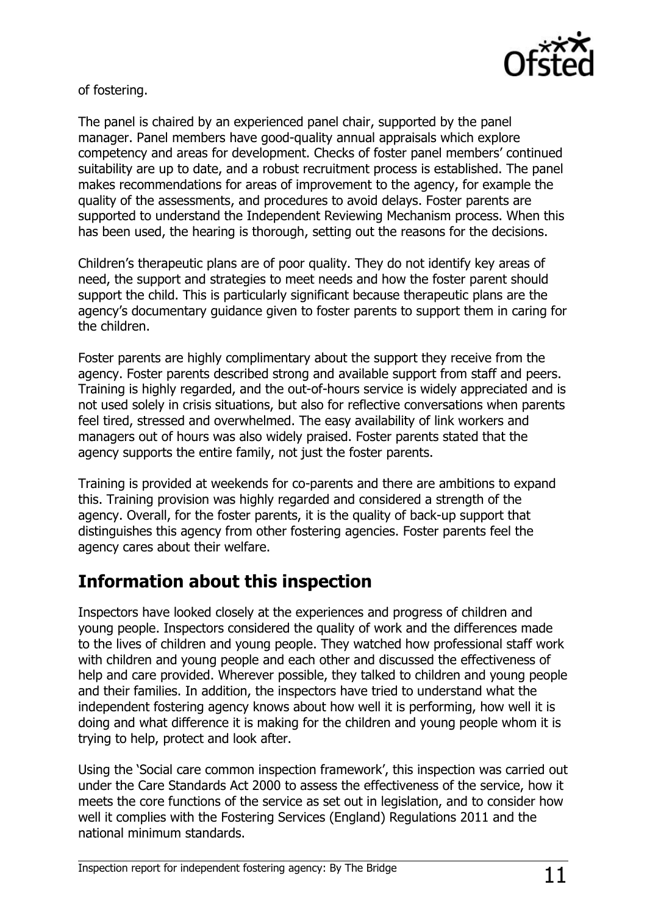of fostering.

The panel is chaired by an experienced panel chair, supported by the panel manager. Panel members have good-quality annual appraisals which explore competency and areas for development. Checks of foster panel members' continued suitability are up to date, and a robust recruitment process is established. The panel makes recommendations for areas of improvement to the agency, for example the quality of the assessments, and procedures to avoid delays. Foster parents are supported to understand the Independent Reviewing Mechanism process. When this has been used, the hearing is thorough, setting out the reasons for the decisions.

Children's therapeutic plans are of poor quality. They do not identify key areas of need, the support and strategies to meet needs and how the foster parent should support the child. This is particularly significant because therapeutic plans are the agency's documentary guidance given to foster parents to support them in caring for the children.

Foster parents are highly complimentary about the support they receive from the agency. Foster parents described strong and available support from staff and peers. Training is highly regarded, and the out-of-hours service is widely appreciated and is not used solely in crisis situations, but also for reflective conversations when parents feel tired, stressed and overwhelmed. The easy availability of link workers and managers out of hours was also widely praised. Foster parents stated that the agency supports the entire family, not just the foster parents.

Training is provided at weekends for co-parents and there are ambitions to expand this. Training provision was highly regarded and considered a strength of the agency. Overall, for the foster parents, it is the quality of back-up support that distinguishes this agency from other fostering agencies. Foster parents feel the agency cares about their welfare.

## Information about this inspection

Inspectors have looked closely at the experiences and progress of children and young people. Inspectors considered the quality of work and the differences made to the lives of children and young people. They watched how professional staff work with children and young people and each other and discussed the effectiveness of help and care provided. Wherever possible, they talked to children and young people and their families. In addition, the inspectors have tried to understand what the independent fostering agency knows about how well it is performing, how well it is doing and what difference it is making for the children and young people whom it is trying to help, protect and look after.

Using the 'Social care common inspection framework', this inspection was carried out under the Care Standards Act 2000 to assess the effectiveness of the service, how it meets the core functions of the service as set out in legislation, and to consider how well it complies with the Fostering Services (England) Regulations 2011 and the national minimum standards.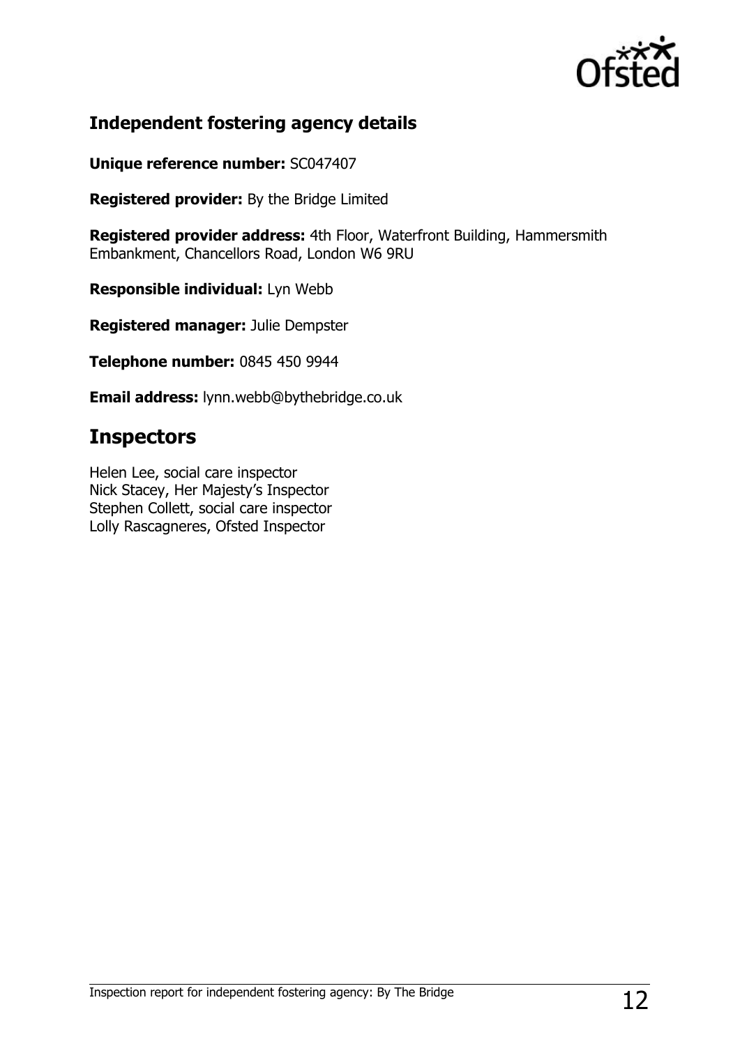## Independent fostering agency details

**Unique reference number:** SC047407

**Registered provider:** By the Bridge Limited

**Registered provider address:** 4th Floor, Waterfront Building, Hammersmith Embankment, Chancellors Road, London W6 9RU

**Responsible individual:** Lyn Webb

**Registered manager:** Julie Dempster

**Telephone number:** 0845 450 9944

**Email address:** lynn.webb@bythebridge.co.uk

# Inspectors

Helen Lee, social care inspector
Nick Stacey, Her Majesty's Inspector
Stephen Collett, social care inspector
Lolly Rascagneres, Ofsted Inspector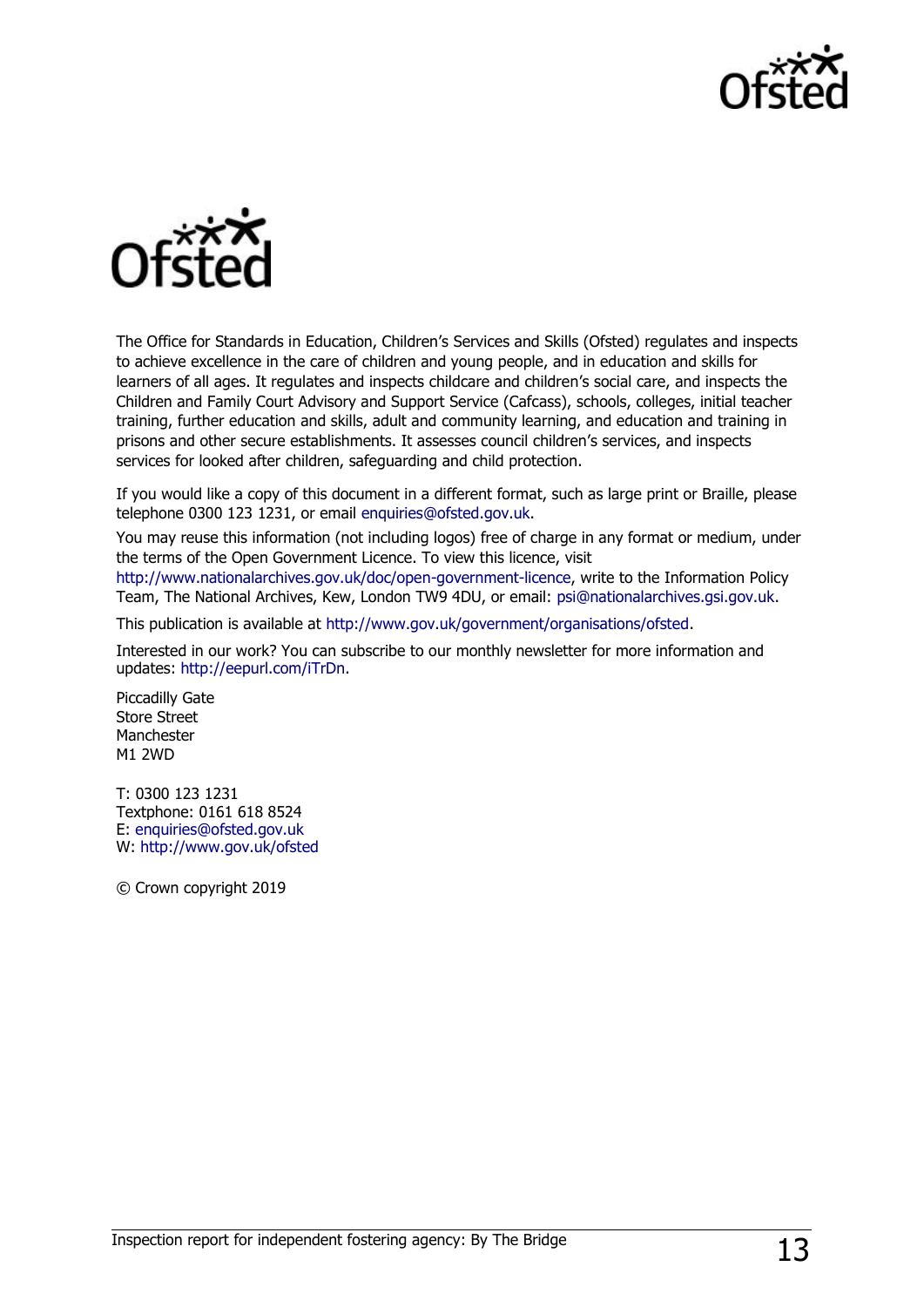The Office for Standards in Education, Children's Services and Skills (Ofsted) regulates and inspects to achieve excellence in the care of children and young people, and in education and skills for learners of all ages. It regulates and inspects childcare and children's social care, and inspects the Children and Family Court Advisory and Support Service (Cafcass), schools, colleges, initial teacher training, further education and skills, adult and community learning, and education and training in prisons and other secure establishments. It assesses council children's services, and inspects services for looked after children, safeguarding and child protection.

If you would like a copy of this document in a different format, such as large print or Braille, please telephone 0300 123 1231, or email enquiries@ofsted.gov.uk.

You may reuse this information (not including logos) free of charge in any format or medium, under the terms of the Open Government Licence. To view this licence, visit http://www.nationalarchives.gov.uk/doc/open-government-licence, write to the Information Policy Team, The National Archives, Kew, London TW9 4DU, or email: psi@nationalarchives.gsi.gov.uk.

This publication is available at http://www.gov.uk/government/organisations/ofsted.

Interested in our work? You can subscribe to our monthly newsletter for more information and updates: http://eepurl.com/iTrDn.

Piccadilly Gate
Store Street
Manchester
M1 2WD

T: 0300 123 1231
Textphone: 0161 618 8524
E: enquiries@ofsted.gov.uk
W: http://www.gov.uk/ofsted

© Crown copyright 2019